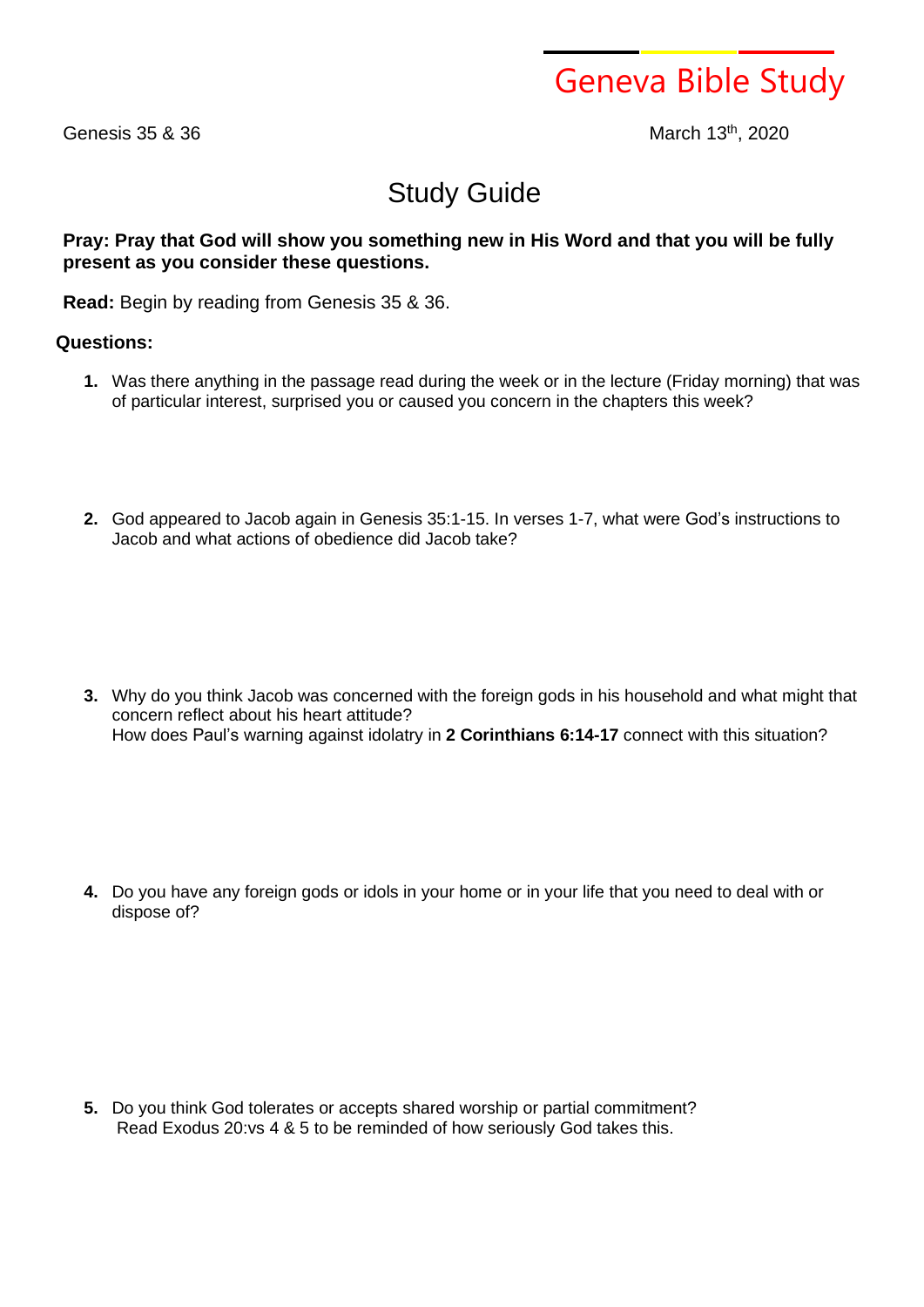Geneva Bible Study

Genesis 35 & 36 March 13th, 2020

# Study Guide

**Pray: Pray that God will show you something new in His Word and that you will be fully present as you consider these questions.**

**Read:** Begin by reading from Genesis 35 & 36.

**Questions:**

1. Was there anything in the passage read during the week or in the lecture (Friday morning) that was of particular interest, surprised you or caused you concern in the chapters this week?

2. God appeared to Jacob again in Genesis 35:1-15. In verses 1-7, what were God's instructions to Jacob and what actions of obedience did Jacob take?

3. Why do you think Jacob was concerned with the foreign gods in his household and what might that concern reflect about his heart attitude?
   How does Paul's warning against idolatry in **2 Corinthians 6:14-17** connect with this situation?

4. Do you have any foreign gods or idols in your home or in your life that you need to deal with or dispose of?

5. Do you think God tolerates or accepts shared worship or partial commitment?
   Read Exodus 20:vs 4 & 5 to be reminded of how seriously God takes this.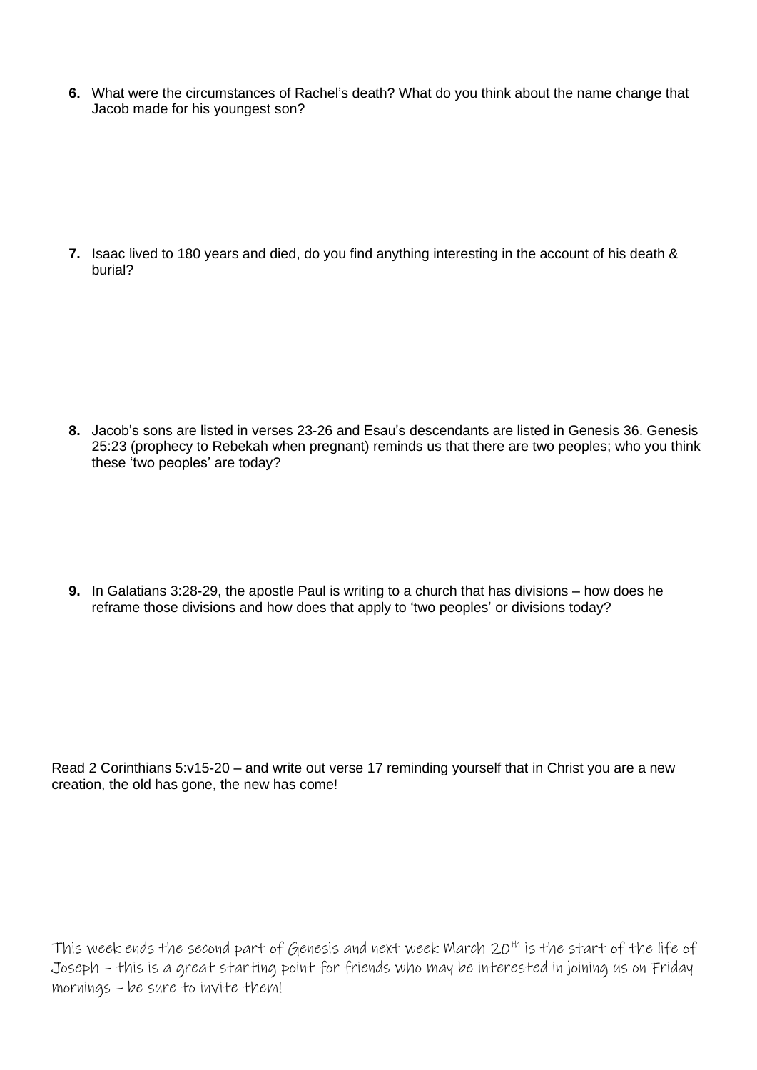6. What were the circumstances of Rachel's death? What do you think about the name change that Jacob made for his youngest son?

7. Isaac lived to 180 years and died, do you find anything interesting in the account of his death & burial?

8. Jacob's sons are listed in verses 23-26 and Esau's descendants are listed in Genesis 36. Genesis 25:23 (prophecy to Rebekah when pregnant) reminds us that there are two peoples; who you think these 'two peoples' are today?

9. In Galatians 3:28-29, the apostle Paul is writing to a church that has divisions – how does he reframe those divisions and how does that apply to 'two peoples' or divisions today?

Read 2 Corinthians 5:v15-20 – and write out verse 17 reminding yourself that in Christ you are a new creation, the old has gone, the new has come!

This week ends the second part of Genesis and next week March 20th is the start of the life of Joseph – this is a great starting point for friends who may be interested in joining us on Friday mornings – be sure to invite them!